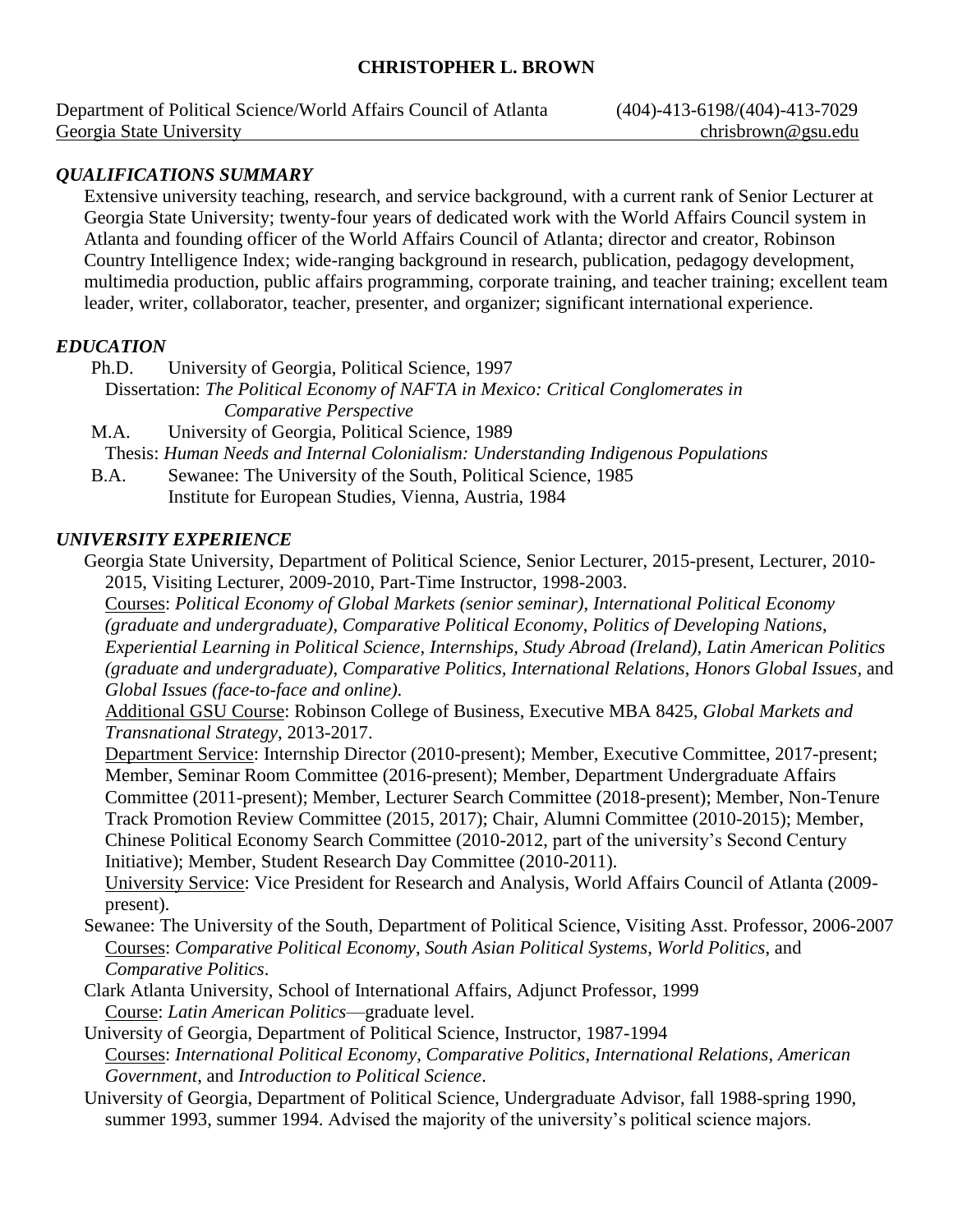# CHRISTOPHER L. BROWN

Department of Political Science/World Affairs Council of Atlanta (404)-413-6198/(404)-413-7029
Georgia State University chrisbrown@gsu.edu

## *QUALIFICATIONS SUMMARY*

Extensive university teaching, research, and service background, with a current rank of Senior Lecturer at Georgia State University; twenty-four years of dedicated work with the World Affairs Council system in Atlanta and founding officer of the World Affairs Council of Atlanta; director and creator, Robinson Country Intelligence Index; wide-ranging background in research, publication, pedagogy development, multimedia production, public affairs programming, corporate training, and teacher training; excellent team leader, writer, collaborator, teacher, presenter, and organizer; significant international experience.

## *EDUCATION*

Ph.D. University of Georgia, Political Science, 1997
Dissertation: *The Political Economy of NAFTA in Mexico: Critical Conglomerates in Comparative Perspective*

M.A. University of Georgia, Political Science, 1989
Thesis: *Human Needs and Internal Colonialism: Understanding Indigenous Populations*

B.A. Sewanee: The University of the South, Political Science, 1985
Institute for European Studies, Vienna, Austria, 1984

## *UNIVERSITY EXPERIENCE*

Georgia State University, Department of Political Science, Senior Lecturer, 2015-present, Lecturer, 2010-2015, Visiting Lecturer, 2009-2010, Part-Time Instructor, 1998-2003.
Courses: *Political Economy of Global Markets (senior seminar), International Political Economy (graduate and undergraduate), Comparative Political Economy, Politics of Developing Nations, Experiential Learning in Political Science, Internships, Study Abroad (Ireland), Latin American Politics (graduate and undergraduate), Comparative Politics, International Relations, Honors Global Issues,* and *Global Issues (face-to-face and online)*.
Additional GSU Course: Robinson College of Business, Executive MBA 8425, *Global Markets and Transnational Strategy*, 2013-2017.
Department Service: Internship Director (2010-present); Member, Executive Committee, 2017-present; Member, Seminar Room Committee (2016-present); Member, Department Undergraduate Affairs Committee (2011-present); Member, Lecturer Search Committee (2018-present); Member, Non-Tenure Track Promotion Review Committee (2015, 2017); Chair, Alumni Committee (2010-2015); Member, Chinese Political Economy Search Committee (2010-2012, part of the university's Second Century Initiative); Member, Student Research Day Committee (2010-2011).
University Service: Vice President for Research and Analysis, World Affairs Council of Atlanta (2009-present).

Sewanee: The University of the South, Department of Political Science, Visiting Asst. Professor, 2006-2007
Courses: *Comparative Political Economy*, *South Asian Political Systems*, *World Politics*, and *Comparative Politics*.

Clark Atlanta University, School of International Affairs, Adjunct Professor, 1999
Course: *Latin American Politics*—graduate level.

University of Georgia, Department of Political Science, Instructor, 1987-1994
Courses: *International Political Economy*, *Comparative Politics*, *International Relations*, *American Government*, and *Introduction to Political Science*.

University of Georgia, Department of Political Science, Undergraduate Advisor, fall 1988-spring 1990, summer 1993, summer 1994. Advised the majority of the university's political science majors.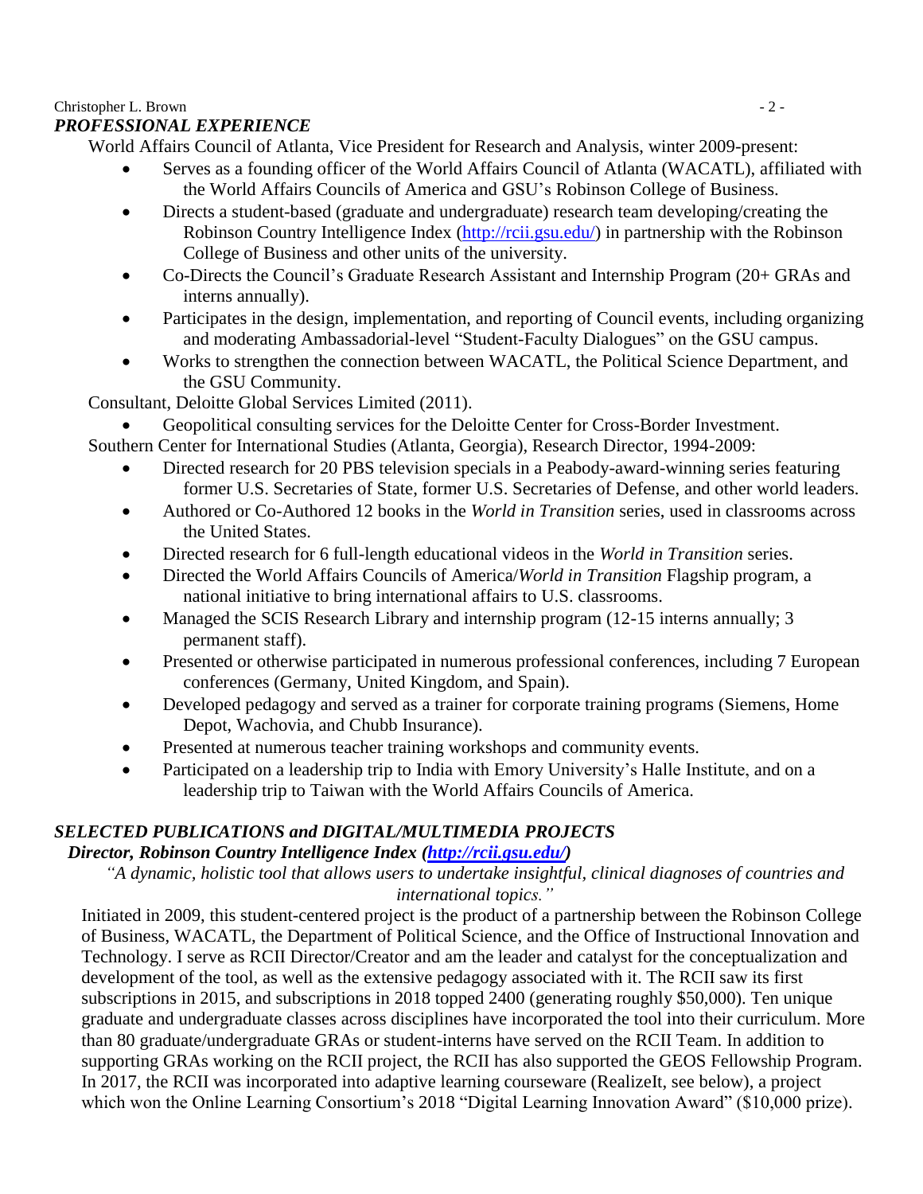## *PROFESSIONAL EXPERIENCE*

World Affairs Council of Atlanta, Vice President for Research and Analysis, winter 2009-present:

- Serves as a founding officer of the World Affairs Council of Atlanta (WACATL), affiliated with the World Affairs Councils of America and GSU's Robinson College of Business.
- Directs a student-based (graduate and undergraduate) research team developing/creating the Robinson Country Intelligence Index (http://rcii.gsu.edu/) in partnership with the Robinson College of Business and other units of the university.
- Co-Directs the Council's Graduate Research Assistant and Internship Program (20+ GRAs and interns annually).
- Participates in the design, implementation, and reporting of Council events, including organizing and moderating Ambassadorial-level "Student-Faculty Dialogues" on the GSU campus.
- Works to strengthen the connection between WACATL, the Political Science Department, and the GSU Community.

Consultant, Deloitte Global Services Limited (2011).

- Geopolitical consulting services for the Deloitte Center for Cross-Border Investment.

Southern Center for International Studies (Atlanta, Georgia), Research Director, 1994-2009:

- Directed research for 20 PBS television specials in a Peabody-award-winning series featuring former U.S. Secretaries of State, former U.S. Secretaries of Defense, and other world leaders.
- Authored or Co-Authored 12 books in the *World in Transition* series, used in classrooms across the United States.
- Directed research for 6 full-length educational videos in the *World in Transition* series.
- Directed the World Affairs Councils of America/*World in Transition* Flagship program, a national initiative to bring international affairs to U.S. classrooms.
- Managed the SCIS Research Library and internship program (12-15 interns annually; 3 permanent staff).
- Presented or otherwise participated in numerous professional conferences, including 7 European conferences (Germany, United Kingdom, and Spain).
- Developed pedagogy and served as a trainer for corporate training programs (Siemens, Home Depot, Wachovia, and Chubb Insurance).
- Presented at numerous teacher training workshops and community events.
- Participated on a leadership trip to India with Emory University's Halle Institute, and on a leadership trip to Taiwan with the World Affairs Councils of America.

## *SELECTED PUBLICATIONS and DIGITAL/MULTIMEDIA PROJECTS*

### *Director, Robinson Country Intelligence Index (http://rcii.gsu.edu/)*

*"A dynamic, holistic tool that allows users to undertake insightful, clinical diagnoses of countries and international topics."*

Initiated in 2009, this student-centered project is the product of a partnership between the Robinson College of Business, WACATL, the Department of Political Science, and the Office of Instructional Innovation and Technology. I serve as RCII Director/Creator and am the leader and catalyst for the conceptualization and development of the tool, as well as the extensive pedagogy associated with it. The RCII saw its first subscriptions in 2015, and subscriptions in 2018 topped 2400 (generating roughly $50,000). Ten unique graduate and undergraduate classes across disciplines have incorporated the tool into their curriculum. More than 80 graduate/undergraduate GRAs or student-interns have served on the RCII Team. In addition to supporting GRAs working on the RCII project, the RCII has also supported the GEOS Fellowship Program. In 2017, the RCII was incorporated into adaptive learning courseware (RealizeIt, see below), a project which won the Online Learning Consortium's 2018 "Digital Learning Innovation Award" ($10,000 prize).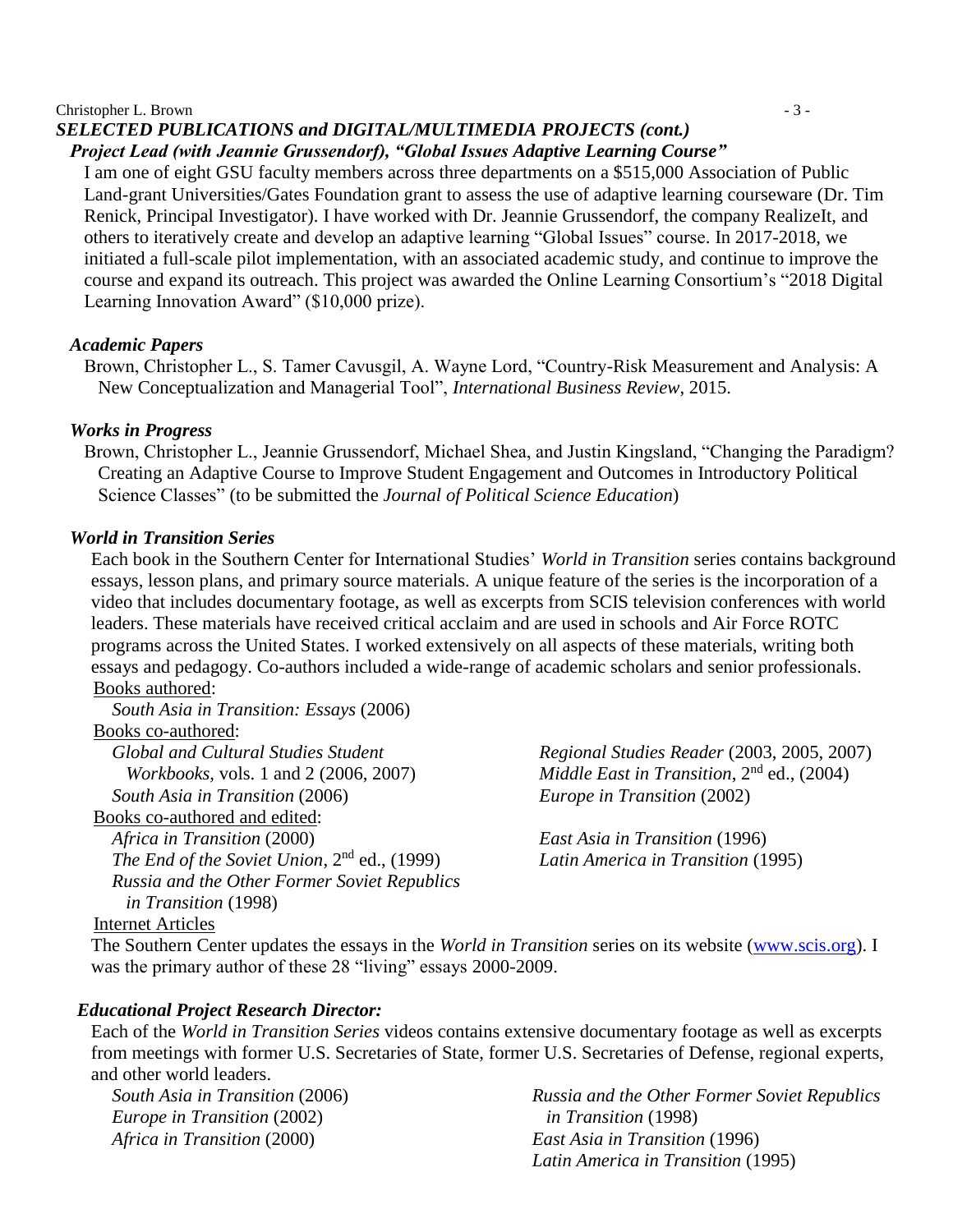## *SELECTED PUBLICATIONS and DIGITAL/MULTIMEDIA PROJECTS (cont.)*

### *Project Lead (with Jeannie Grussendorf), "Global Issues Adaptive Learning Course"*

I am one of eight GSU faculty members across three departments on a $515,000 Association of Public Land-grant Universities/Gates Foundation grant to assess the use of adaptive learning courseware (Dr. Tim Renick, Principal Investigator). I have worked with Dr. Jeannie Grussendorf, the company RealizeIt, and others to iteratively create and develop an adaptive learning "Global Issues" course. In 2017-2018, we initiated a full-scale pilot implementation, with an associated academic study, and continue to improve the course and expand its outreach. This project was awarded the Online Learning Consortium's "2018 Digital Learning Innovation Award" ($10,000 prize).

### *Academic Papers*

Brown, Christopher L., S. Tamer Cavusgil, A. Wayne Lord, "Country-Risk Measurement and Analysis: A New Conceptualization and Managerial Tool", *International Business Review*, 2015.

### *Works in Progress*

Brown, Christopher L., Jeannie Grussendorf, Michael Shea, and Justin Kingsland, "Changing the Paradigm? Creating an Adaptive Course to Improve Student Engagement and Outcomes in Introductory Political Science Classes" (to be submitted the *Journal of Political Science Education*)

### *World in Transition Series*

Each book in the Southern Center for International Studies' *World in Transition* series contains background essays, lesson plans, and primary source materials. A unique feature of the series is the incorporation of a video that includes documentary footage, as well as excerpts from SCIS television conferences with world leaders. These materials have received critical acclaim and are used in schools and Air Force ROTC programs across the United States. I worked extensively on all aspects of these materials, writing both essays and pedagogy. Co-authors included a wide-range of academic scholars and senior professionals.

Books authored:

- *South Asia in Transition: Essays* (2006)

Books co-authored:

- *Global and Cultural Studies Student Workbooks*, vols. 1 and 2 (2006, 2007)
- *South Asia in Transition* (2006)
- *Regional Studies Reader* (2003, 2005, 2007)
- *Middle East in Transition*, 2nd ed., (2004)
- *Europe in Transition* (2002)

Books co-authored and edited:

- *Africa in Transition* (2000)
- *The End of the Soviet Union*, 2nd ed., (1999)
- *Russia and the Other Former Soviet Republics in Transition* (1998)
- *East Asia in Transition* (1996)
- *Latin America in Transition* (1995)

Internet Articles

The Southern Center updates the essays in the *World in Transition* series on its website (www.scis.org). I was the primary author of these 28 "living" essays 2000-2009.

### *Educational Project Research Director:*

Each of the *World in Transition Series* videos contains extensive documentary footage as well as excerpts from meetings with former U.S. Secretaries of State, former U.S. Secretaries of Defense, regional experts, and other world leaders.

- *South Asia in Transition* (2006)
- *Europe in Transition* (2002)
- *Africa in Transition* (2000)
- *Russia and the Other Former Soviet Republics in Transition* (1998)
- *East Asia in Transition* (1996)
- *Latin America in Transition* (1995)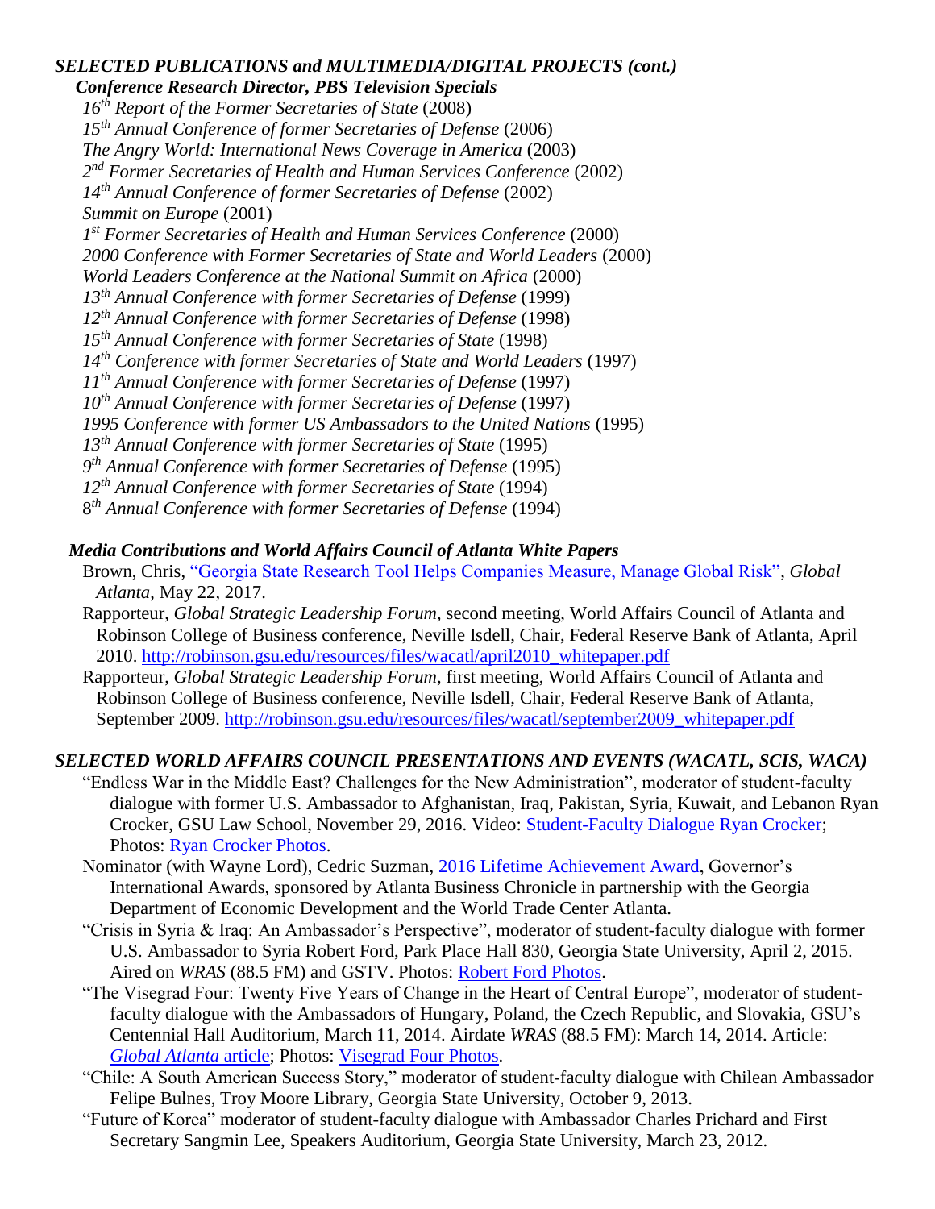## *SELECTED PUBLICATIONS and MULTIMEDIA/DIGITAL PROJECTS (cont.)*

### *Conference Research Director, PBS Television Specials*

*16th Report of the Former Secretaries of State* (2008)
*15th Annual Conference of former Secretaries of Defense* (2006)
*The Angry World: International News Coverage in America* (2003)
*2nd Former Secretaries of Health and Human Services Conference* (2002)
*14th Annual Conference of former Secretaries of Defense* (2002)
*Summit on Europe* (2001)
*1st Former Secretaries of Health and Human Services Conference* (2000)
*2000 Conference with Former Secretaries of State and World Leaders* (2000)
*World Leaders Conference at the National Summit on Africa* (2000)
*13th Annual Conference with former Secretaries of Defense* (1999)
*12th Annual Conference with former Secretaries of Defense* (1998)
*15th Annual Conference with former Secretaries of State* (1998)
*14th Conference with former Secretaries of State and World Leaders* (1997)
*11th Annual Conference with former Secretaries of Defense* (1997)
*10th Annual Conference with former Secretaries of Defense* (1997)
*1995 Conference with former US Ambassadors to the United Nations* (1995)
*13th Annual Conference with former Secretaries of State* (1995)
*9th Annual Conference with former Secretaries of Defense* (1995)
*12th Annual Conference with former Secretaries of State* (1994)
8*th Annual Conference with former Secretaries of Defense* (1994)

### *Media Contributions and World Affairs Council of Atlanta White Papers*

Brown, Chris, "Georgia State Research Tool Helps Companies Measure, Manage Global Risk", *Global Atlanta*, May 22, 2017.

Rapporteur, *Global Strategic Leadership Forum*, second meeting, World Affairs Council of Atlanta and Robinson College of Business conference, Neville Isdell, Chair, Federal Reserve Bank of Atlanta, April 2010. http://robinson.gsu.edu/resources/files/wacatl/april2010_whitepaper.pdf

Rapporteur, *Global Strategic Leadership Forum*, first meeting, World Affairs Council of Atlanta and Robinson College of Business conference, Neville Isdell, Chair, Federal Reserve Bank of Atlanta, September 2009. http://robinson.gsu.edu/resources/files/wacatl/september2009_whitepaper.pdf

## *SELECTED WORLD AFFAIRS COUNCIL PRESENTATIONS AND EVENTS (WACATL, SCIS, WACA)*

"Endless War in the Middle East? Challenges for the New Administration", moderator of student-faculty dialogue with former U.S. Ambassador to Afghanistan, Iraq, Pakistan, Syria, Kuwait, and Lebanon Ryan Crocker, GSU Law School, November 29, 2016. Video: Student-Faculty Dialogue Ryan Crocker; Photos: Ryan Crocker Photos.

Nominator (with Wayne Lord), Cedric Suzman, 2016 Lifetime Achievement Award, Governor's International Awards, sponsored by Atlanta Business Chronicle in partnership with the Georgia Department of Economic Development and the World Trade Center Atlanta.

"Crisis in Syria & Iraq: An Ambassador's Perspective", moderator of student-faculty dialogue with former U.S. Ambassador to Syria Robert Ford, Park Place Hall 830, Georgia State University, April 2, 2015. Aired on *WRAS* (88.5 FM) and GSTV. Photos: Robert Ford Photos.

"The Visegrad Four: Twenty Five Years of Change in the Heart of Central Europe", moderator of student-faculty dialogue with the Ambassadors of Hungary, Poland, the Czech Republic, and Slovakia, GSU's Centennial Hall Auditorium, March 11, 2014. Airdate *WRAS* (88.5 FM): March 14, 2014. Article: *Global Atlanta* article; Photos: Visegrad Four Photos.

"Chile: A South American Success Story," moderator of student-faculty dialogue with Chilean Ambassador Felipe Bulnes, Troy Moore Library, Georgia State University, October 9, 2013.

"Future of Korea" moderator of student-faculty dialogue with Ambassador Charles Prichard and First Secretary Sangmin Lee, Speakers Auditorium, Georgia State University, March 23, 2012.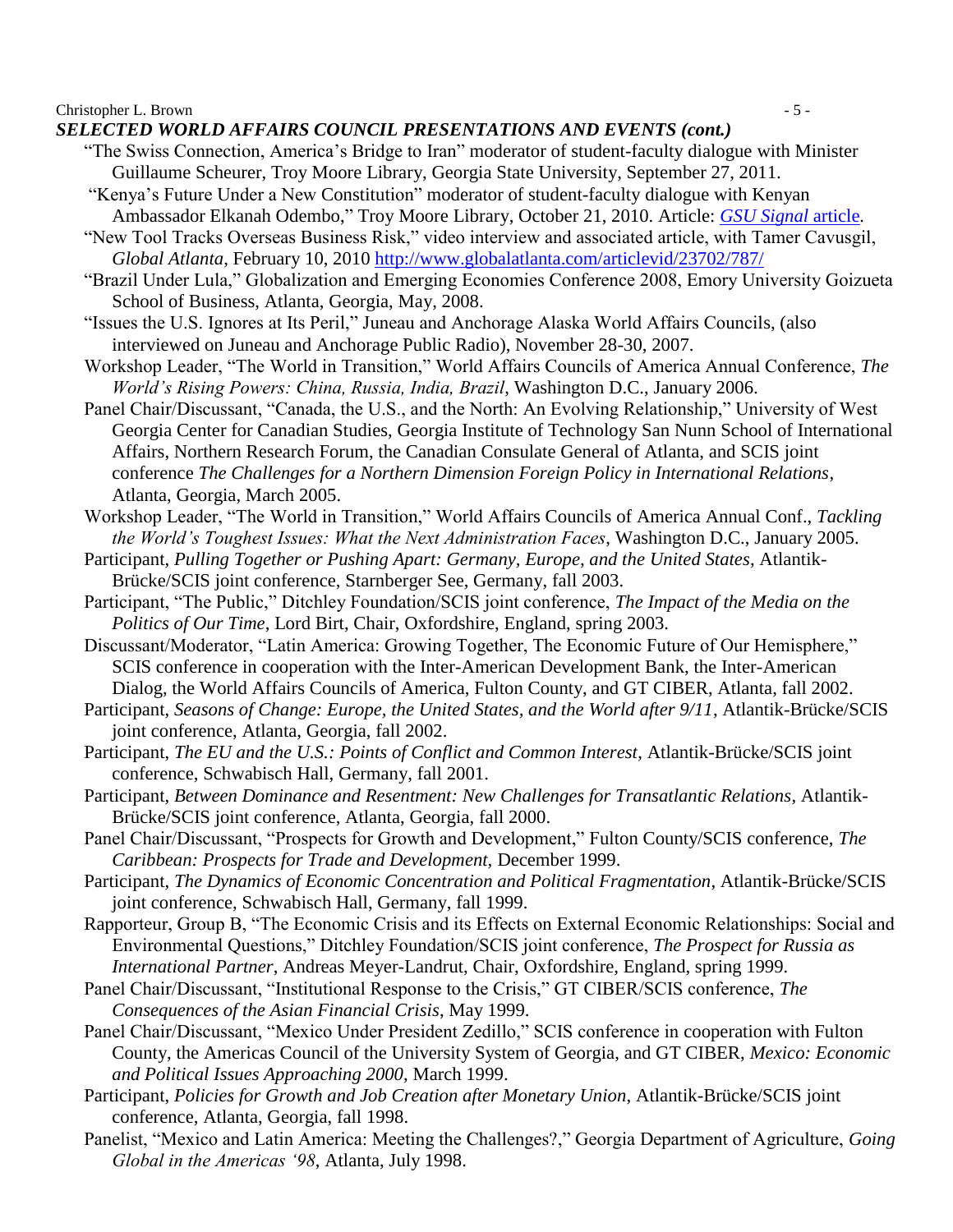### *SELECTED WORLD AFFAIRS COUNCIL PRESENTATIONS AND EVENTS (cont.)*

"The Swiss Connection, America's Bridge to Iran" moderator of student-faculty dialogue with Minister Guillaume Scheurer, Troy Moore Library, Georgia State University, September 27, 2011.

"Kenya's Future Under a New Constitution" moderator of student-faculty dialogue with Kenyan Ambassador Elkanah Odembo," Troy Moore Library, October 21, 2010. Article: [*GSU Signal* article](.).

"New Tool Tracks Overseas Business Risk," video interview and associated article, with Tamer Cavusgil, *Global Atlanta*, February 10, 2010 http://www.globalatlanta.com/articlevid/23702/787/

"Brazil Under Lula," Globalization and Emerging Economies Conference 2008, Emory University Goizueta School of Business, Atlanta, Georgia, May, 2008.

"Issues the U.S. Ignores at Its Peril," Juneau and Anchorage Alaska World Affairs Councils, (also interviewed on Juneau and Anchorage Public Radio), November 28-30, 2007.

Workshop Leader, "The World in Transition," World Affairs Councils of America Annual Conference, *The World's Rising Powers: China, Russia, India, Brazil*, Washington D.C., January 2006.

Panel Chair/Discussant, "Canada, the U.S., and the North: An Evolving Relationship," University of West Georgia Center for Canadian Studies, Georgia Institute of Technology San Nunn School of International Affairs, Northern Research Forum, the Canadian Consulate General of Atlanta, and SCIS joint conference *The Challenges for a Northern Dimension Foreign Policy in International Relations*, Atlanta, Georgia, March 2005.

Workshop Leader, "The World in Transition," World Affairs Councils of America Annual Conf., *Tackling the World's Toughest Issues: What the Next Administration Faces*, Washington D.C., January 2005.

Participant, *Pulling Together or Pushing Apart: Germany, Europe, and the United States*, Atlantik-Brücke/SCIS joint conference, Starnberger See, Germany, fall 2003.

Participant, "The Public," Ditchley Foundation/SCIS joint conference, *The Impact of the Media on the Politics of Our Time*, Lord Birt, Chair, Oxfordshire, England, spring 2003.

Discussant/Moderator, "Latin America: Growing Together, The Economic Future of Our Hemisphere," SCIS conference in cooperation with the Inter-American Development Bank, the Inter-American Dialog, the World Affairs Councils of America, Fulton County, and GT CIBER, Atlanta, fall 2002.

Participant, *Seasons of Change: Europe, the United States, and the World after 9/11*, Atlantik-Brücke/SCIS joint conference, Atlanta, Georgia, fall 2002.

Participant, *The EU and the U.S.: Points of Conflict and Common Interest*, Atlantik-Brücke/SCIS joint conference, Schwabisch Hall, Germany, fall 2001.

Participant, *Between Dominance and Resentment: New Challenges for Transatlantic Relations*, Atlantik-Brücke/SCIS joint conference, Atlanta, Georgia, fall 2000.

Panel Chair/Discussant, "Prospects for Growth and Development," Fulton County/SCIS conference, *The Caribbean: Prospects for Trade and Development*, December 1999.

Participant, *The Dynamics of Economic Concentration and Political Fragmentation*, Atlantik-Brücke/SCIS joint conference, Schwabisch Hall, Germany, fall 1999.

Rapporteur, Group B, "The Economic Crisis and its Effects on External Economic Relationships: Social and Environmental Questions," Ditchley Foundation/SCIS joint conference, *The Prospect for Russia as International Partner*, Andreas Meyer-Landrut, Chair, Oxfordshire, England, spring 1999.

Panel Chair/Discussant, "Institutional Response to the Crisis," GT CIBER/SCIS conference, *The Consequences of the Asian Financial Crisis*, May 1999.

Panel Chair/Discussant, "Mexico Under President Zedillo," SCIS conference in cooperation with Fulton County, the Americas Council of the University System of Georgia, and GT CIBER, *Mexico: Economic and Political Issues Approaching 2000*, March 1999.

Participant, *Policies for Growth and Job Creation after Monetary Union*, Atlantik-Brücke/SCIS joint conference, Atlanta, Georgia, fall 1998.

Panelist, "Mexico and Latin America: Meeting the Challenges?," Georgia Department of Agriculture, *Going Global in the Americas '98*, Atlanta, July 1998.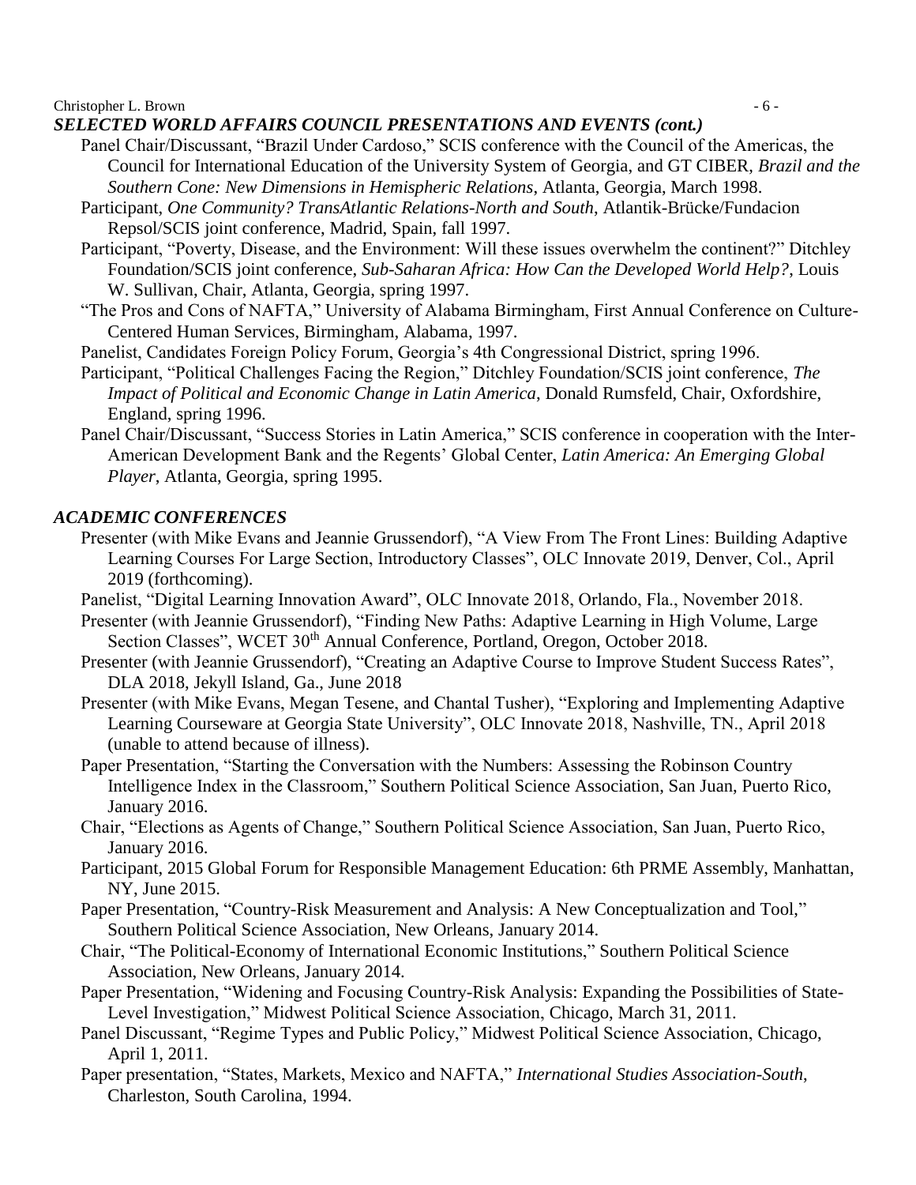### *SELECTED WORLD AFFAIRS COUNCIL PRESENTATIONS AND EVENTS (cont.)*

Panel Chair/Discussant, "Brazil Under Cardoso," SCIS conference with the Council of the Americas, the Council for International Education of the University System of Georgia, and GT CIBER, *Brazil and the Southern Cone: New Dimensions in Hemispheric Relations*, Atlanta, Georgia, March 1998.

Participant, *One Community? TransAtlantic Relations-North and South*, Atlantik-Brücke/Fundacion Repsol/SCIS joint conference, Madrid, Spain, fall 1997.

Participant, "Poverty, Disease, and the Environment: Will these issues overwhelm the continent?" Ditchley Foundation/SCIS joint conference, *Sub-Saharan Africa: How Can the Developed World Help?*, Louis W. Sullivan, Chair, Atlanta, Georgia, spring 1997.

"The Pros and Cons of NAFTA," University of Alabama Birmingham, First Annual Conference on Culture-Centered Human Services, Birmingham, Alabama, 1997.

Panelist, Candidates Foreign Policy Forum, Georgia's 4th Congressional District, spring 1996.

Participant, "Political Challenges Facing the Region," Ditchley Foundation/SCIS joint conference, *The Impact of Political and Economic Change in Latin America*, Donald Rumsfeld, Chair, Oxfordshire, England, spring 1996.

Panel Chair/Discussant, "Success Stories in Latin America," SCIS conference in cooperation with the Inter-American Development Bank and the Regents' Global Center, *Latin America: An Emerging Global Player*, Atlanta, Georgia, spring 1995.

### *ACADEMIC CONFERENCES*

Presenter (with Mike Evans and Jeannie Grussendorf), "A View From The Front Lines: Building Adaptive Learning Courses For Large Section, Introductory Classes", OLC Innovate 2019, Denver, Col., April 2019 (forthcoming).

Panelist, "Digital Learning Innovation Award", OLC Innovate 2018, Orlando, Fla., November 2018.

Presenter (with Jeannie Grussendorf), "Finding New Paths: Adaptive Learning in High Volume, Large Section Classes", WCET 30th Annual Conference, Portland, Oregon, October 2018.

Presenter (with Jeannie Grussendorf), "Creating an Adaptive Course to Improve Student Success Rates", DLA 2018, Jekyll Island, Ga., June 2018

Presenter (with Mike Evans, Megan Tesene, and Chantal Tusher), "Exploring and Implementing Adaptive Learning Courseware at Georgia State University", OLC Innovate 2018, Nashville, TN., April 2018 (unable to attend because of illness).

Paper Presentation, "Starting the Conversation with the Numbers: Assessing the Robinson Country Intelligence Index in the Classroom," Southern Political Science Association, San Juan, Puerto Rico, January 2016.

Chair, "Elections as Agents of Change," Southern Political Science Association, San Juan, Puerto Rico, January 2016.

Participant, 2015 Global Forum for Responsible Management Education: 6th PRME Assembly, Manhattan, NY, June 2015.

Paper Presentation, "Country-Risk Measurement and Analysis: A New Conceptualization and Tool," Southern Political Science Association, New Orleans, January 2014.

Chair, "The Political-Economy of International Economic Institutions," Southern Political Science Association, New Orleans, January 2014.

Paper Presentation, "Widening and Focusing Country-Risk Analysis: Expanding the Possibilities of State-Level Investigation," Midwest Political Science Association, Chicago, March 31, 2011.

Panel Discussant, "Regime Types and Public Policy," Midwest Political Science Association, Chicago, April 1, 2011.

Paper presentation, "States, Markets, Mexico and NAFTA," *International Studies Association-South*, Charleston, South Carolina, 1994.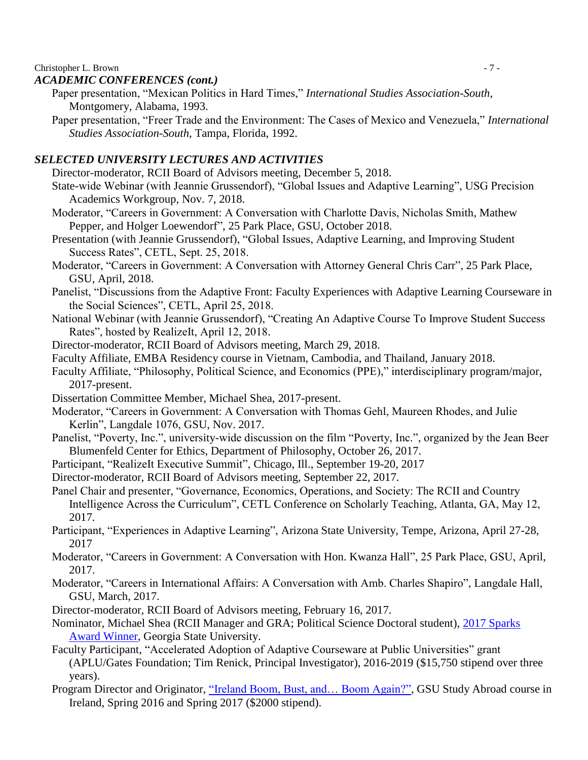### *ACADEMIC CONFERENCES (cont.)*

Paper presentation, "Mexican Politics in Hard Times," *International Studies Association-South*, Montgomery, Alabama, 1993.

Paper presentation, "Freer Trade and the Environment: The Cases of Mexico and Venezuela," *International Studies Association-South*, Tampa, Florida, 1992.

### *SELECTED UNIVERSITY LECTURES AND ACTIVITIES*

Director-moderator, RCII Board of Advisors meeting, December 5, 2018.

State-wide Webinar (with Jeannie Grussendorf), "Global Issues and Adaptive Learning", USG Precision Academics Workgroup, Nov. 7, 2018.

Moderator, "Careers in Government: A Conversation with Charlotte Davis, Nicholas Smith, Mathew Pepper, and Holger Loewendorf", 25 Park Place, GSU, October 2018.

Presentation (with Jeannie Grussendorf), "Global Issues, Adaptive Learning, and Improving Student Success Rates", CETL, Sept. 25, 2018.

Moderator, "Careers in Government: A Conversation with Attorney General Chris Carr", 25 Park Place, GSU, April, 2018.

Panelist, "Discussions from the Adaptive Front: Faculty Experiences with Adaptive Learning Courseware in the Social Sciences", CETL, April 25, 2018.

National Webinar (with Jeannie Grussendorf), "Creating An Adaptive Course To Improve Student Success Rates", hosted by RealizeIt, April 12, 2018.

Director-moderator, RCII Board of Advisors meeting, March 29, 2018.

Faculty Affiliate, EMBA Residency course in Vietnam, Cambodia, and Thailand, January 2018.

Faculty Affiliate, "Philosophy, Political Science, and Economics (PPE)," interdisciplinary program/major, 2017-present.

Dissertation Committee Member, Michael Shea, 2017-present.

Moderator, "Careers in Government: A Conversation with Thomas Gehl, Maureen Rhodes, and Julie Kerlin", Langdale 1076, GSU, Nov. 2017.

Panelist, "Poverty, Inc.", university-wide discussion on the film "Poverty, Inc.", organized by the Jean Beer Blumenfeld Center for Ethics, Department of Philosophy, October 26, 2017.

Participant, "RealizeIt Executive Summit", Chicago, Ill., September 19-20, 2017

Director-moderator, RCII Board of Advisors meeting, September 22, 2017.

Panel Chair and presenter, "Governance, Economics, Operations, and Society: The RCII and Country Intelligence Across the Curriculum", CETL Conference on Scholarly Teaching, Atlanta, GA, May 12, 2017.

Participant, "Experiences in Adaptive Learning", Arizona State University, Tempe, Arizona, April 27-28, 2017

Moderator, "Careers in Government: A Conversation with Hon. Kwanza Hall", 25 Park Place, GSU, April, 2017.

Moderator, "Careers in International Affairs: A Conversation with Amb. Charles Shapiro", Langdale Hall, GSU, March, 2017.

Director-moderator, RCII Board of Advisors meeting, February 16, 2017.

Nominator, Michael Shea (RCII Manager and GRA; Political Science Doctoral student), 2017 Sparks Award Winner, Georgia State University.

Faculty Participant, "Accelerated Adoption of Adaptive Courseware at Public Universities" grant (APLU/Gates Foundation; Tim Renick, Principal Investigator), 2016-2019 ($15,750 stipend over three years).

Program Director and Originator, "Ireland Boom, Bust, and… Boom Again?", GSU Study Abroad course in Ireland, Spring 2016 and Spring 2017 ($2000 stipend).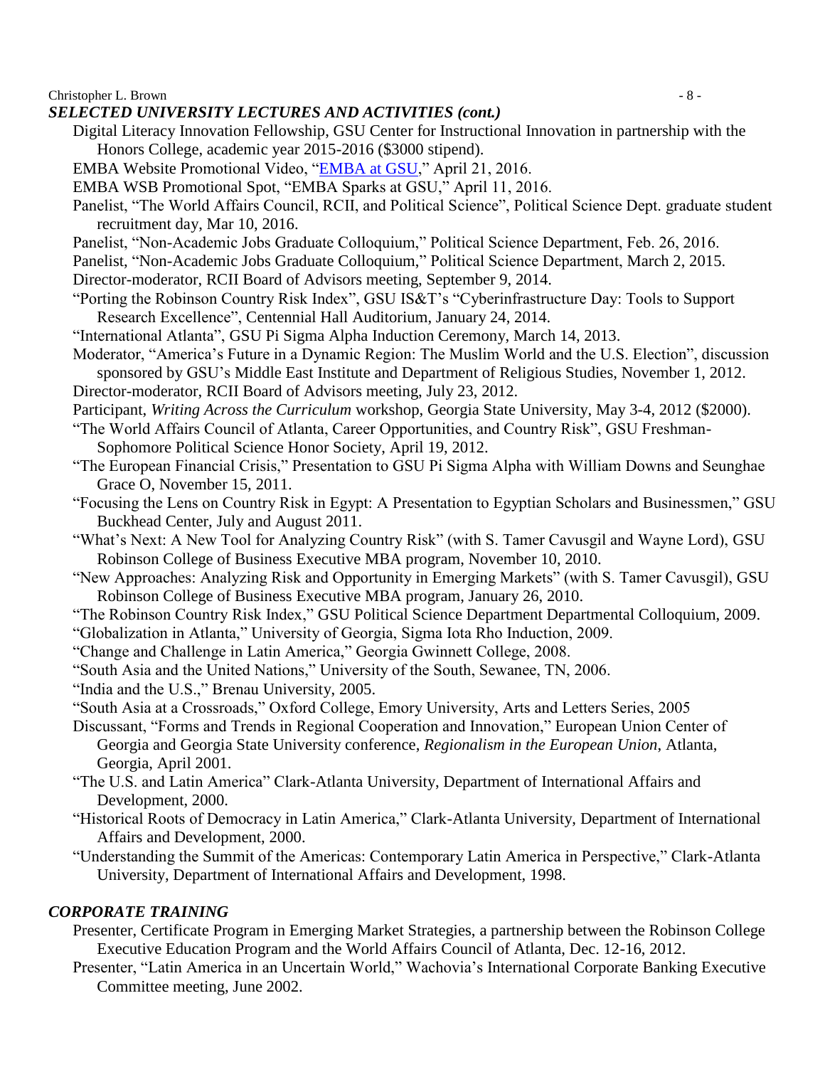## *SELECTED UNIVERSITY LECTURES AND ACTIVITIES (cont.)*

Digital Literacy Innovation Fellowship, GSU Center for Instructional Innovation in partnership with the Honors College, academic year 2015-2016 ($3000 stipend).

EMBA Website Promotional Video, "EMBA at GSU," April 21, 2016.

EMBA WSB Promotional Spot, "EMBA Sparks at GSU," April 11, 2016.

Panelist, "The World Affairs Council, RCII, and Political Science", Political Science Dept. graduate student recruitment day, Mar 10, 2016.

Panelist, "Non-Academic Jobs Graduate Colloquium," Political Science Department, Feb. 26, 2016.

Panelist, "Non-Academic Jobs Graduate Colloquium," Political Science Department, March 2, 2015.

Director-moderator, RCII Board of Advisors meeting, September 9, 2014.

"Porting the Robinson Country Risk Index", GSU IS&T's "Cyberinfrastructure Day: Tools to Support Research Excellence", Centennial Hall Auditorium, January 24, 2014.

"International Atlanta", GSU Pi Sigma Alpha Induction Ceremony, March 14, 2013.

Moderator, "America's Future in a Dynamic Region: The Muslim World and the U.S. Election", discussion sponsored by GSU's Middle East Institute and Department of Religious Studies, November 1, 2012.

Director-moderator, RCII Board of Advisors meeting, July 23, 2012.

Participant, *Writing Across the Curriculum* workshop, Georgia State University, May 3-4, 2012 ($2000).

"The World Affairs Council of Atlanta, Career Opportunities, and Country Risk", GSU Freshman-Sophomore Political Science Honor Society, April 19, 2012.

"The European Financial Crisis," Presentation to GSU Pi Sigma Alpha with William Downs and Seunghae Grace O, November 15, 2011.

"Focusing the Lens on Country Risk in Egypt: A Presentation to Egyptian Scholars and Businessmen," GSU Buckhead Center, July and August 2011.

"What's Next: A New Tool for Analyzing Country Risk" (with S. Tamer Cavusgil and Wayne Lord), GSU Robinson College of Business Executive MBA program, November 10, 2010.

"New Approaches: Analyzing Risk and Opportunity in Emerging Markets" (with S. Tamer Cavusgil), GSU Robinson College of Business Executive MBA program, January 26, 2010.

"The Robinson Country Risk Index," GSU Political Science Department Departmental Colloquium, 2009.

"Globalization in Atlanta," University of Georgia, Sigma Iota Rho Induction, 2009.

"Change and Challenge in Latin America," Georgia Gwinnett College, 2008.

"South Asia and the United Nations," University of the South, Sewanee, TN, 2006.

"India and the U.S.," Brenau University, 2005.

"South Asia at a Crossroads," Oxford College, Emory University, Arts and Letters Series, 2005

Discussant, "Forms and Trends in Regional Cooperation and Innovation," European Union Center of Georgia and Georgia State University conference, *Regionalism in the European Union*, Atlanta, Georgia, April 2001.

"The U.S. and Latin America" Clark-Atlanta University, Department of International Affairs and Development, 2000.

"Historical Roots of Democracy in Latin America," Clark-Atlanta University, Department of International Affairs and Development, 2000.

"Understanding the Summit of the Americas: Contemporary Latin America in Perspective," Clark-Atlanta University, Department of International Affairs and Development, 1998.

## *CORPORATE TRAINING*

Presenter, Certificate Program in Emerging Market Strategies, a partnership between the Robinson College Executive Education Program and the World Affairs Council of Atlanta, Dec. 12-16, 2012.

Presenter, "Latin America in an Uncertain World," Wachovia's International Corporate Banking Executive Committee meeting, June 2002.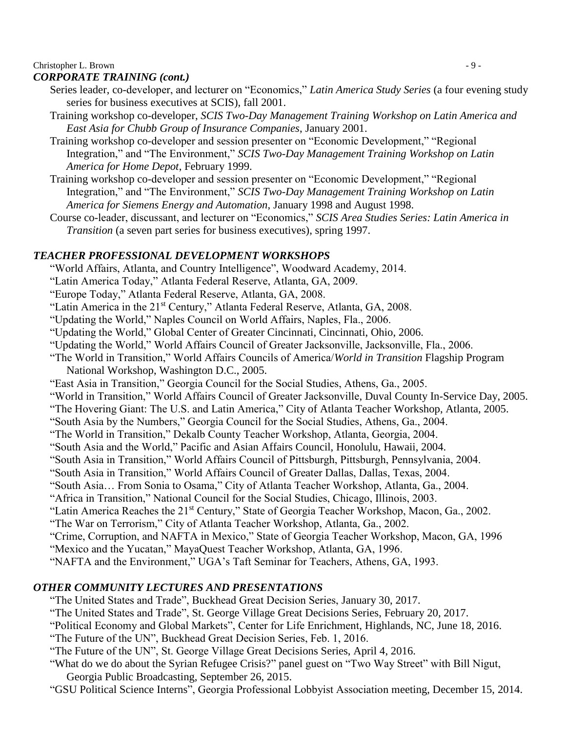### *CORPORATE TRAINING (cont.)*

Series leader, co-developer, and lecturer on "Economics," *Latin America Study Series* (a four evening study series for business executives at SCIS), fall 2001.

Training workshop co-developer, *SCIS Two-Day Management Training Workshop on Latin America and East Asia for Chubb Group of Insurance Companies*, January 2001.

Training workshop co-developer and session presenter on "Economic Development," "Regional Integration," and "The Environment," *SCIS Two-Day Management Training Workshop on Latin America for Home Depot*, February 1999.

Training workshop co-developer and session presenter on "Economic Development," "Regional Integration," and "The Environment," *SCIS Two-Day Management Training Workshop on Latin America for Siemens Energy and Automation*, January 1998 and August 1998.

Course co-leader, discussant, and lecturer on "Economics," *SCIS Area Studies Series: Latin America in Transition* (a seven part series for business executives), spring 1997.

### *TEACHER PROFESSIONAL DEVELOPMENT WORKSHOPS*

"World Affairs, Atlanta, and Country Intelligence", Woodward Academy, 2014.

"Latin America Today," Atlanta Federal Reserve, Atlanta, GA, 2009.

"Europe Today," Atlanta Federal Reserve, Atlanta, GA, 2008.

"Latin America in the 21st Century," Atlanta Federal Reserve, Atlanta, GA, 2008.

"Updating the World," Naples Council on World Affairs, Naples, Fla., 2006.

"Updating the World," Global Center of Greater Cincinnati, Cincinnati, Ohio, 2006.

"Updating the World," World Affairs Council of Greater Jacksonville, Jacksonville, Fla., 2006.

"The World in Transition," World Affairs Councils of America/*World in Transition* Flagship Program National Workshop, Washington D.C., 2005.

"East Asia in Transition," Georgia Council for the Social Studies, Athens, Ga., 2005.

"World in Transition," World Affairs Council of Greater Jacksonville, Duval County In-Service Day, 2005.

"The Hovering Giant: The U.S. and Latin America," City of Atlanta Teacher Workshop, Atlanta, 2005.

"South Asia by the Numbers," Georgia Council for the Social Studies, Athens, Ga., 2004.

"The World in Transition," Dekalb County Teacher Workshop, Atlanta, Georgia, 2004.

"South Asia and the World," Pacific and Asian Affairs Council, Honolulu, Hawaii, 2004.

"South Asia in Transition," World Affairs Council of Pittsburgh, Pittsburgh, Pennsylvania, 2004.

"South Asia in Transition," World Affairs Council of Greater Dallas, Dallas, Texas, 2004.

"South Asia… From Sonia to Osama," City of Atlanta Teacher Workshop, Atlanta, Ga., 2004.

"Africa in Transition," National Council for the Social Studies, Chicago, Illinois, 2003.

"Latin America Reaches the 21st Century," State of Georgia Teacher Workshop, Macon, Ga., 2002.

"The War on Terrorism," City of Atlanta Teacher Workshop, Atlanta, Ga., 2002.

"Crime, Corruption, and NAFTA in Mexico," State of Georgia Teacher Workshop, Macon, GA, 1996

"Mexico and the Yucatan," MayaQuest Teacher Workshop, Atlanta, GA, 1996.

"NAFTA and the Environment," UGA's Taft Seminar for Teachers, Athens, GA, 1993.

### *OTHER COMMUNITY LECTURES AND PRESENTATIONS*

"The United States and Trade", Buckhead Great Decision Series, January 30, 2017.

"The United States and Trade", St. George Village Great Decisions Series, February 20, 2017.

"Political Economy and Global Markets", Center for Life Enrichment, Highlands, NC, June 18, 2016.

"The Future of the UN", Buckhead Great Decision Series, Feb. 1, 2016.

"The Future of the UN", St. George Village Great Decisions Series, April 4, 2016.

"What do we do about the Syrian Refugee Crisis?" panel guest on "Two Way Street" with Bill Nigut, Georgia Public Broadcasting, September 26, 2015.

"GSU Political Science Interns", Georgia Professional Lobbyist Association meeting, December 15, 2014.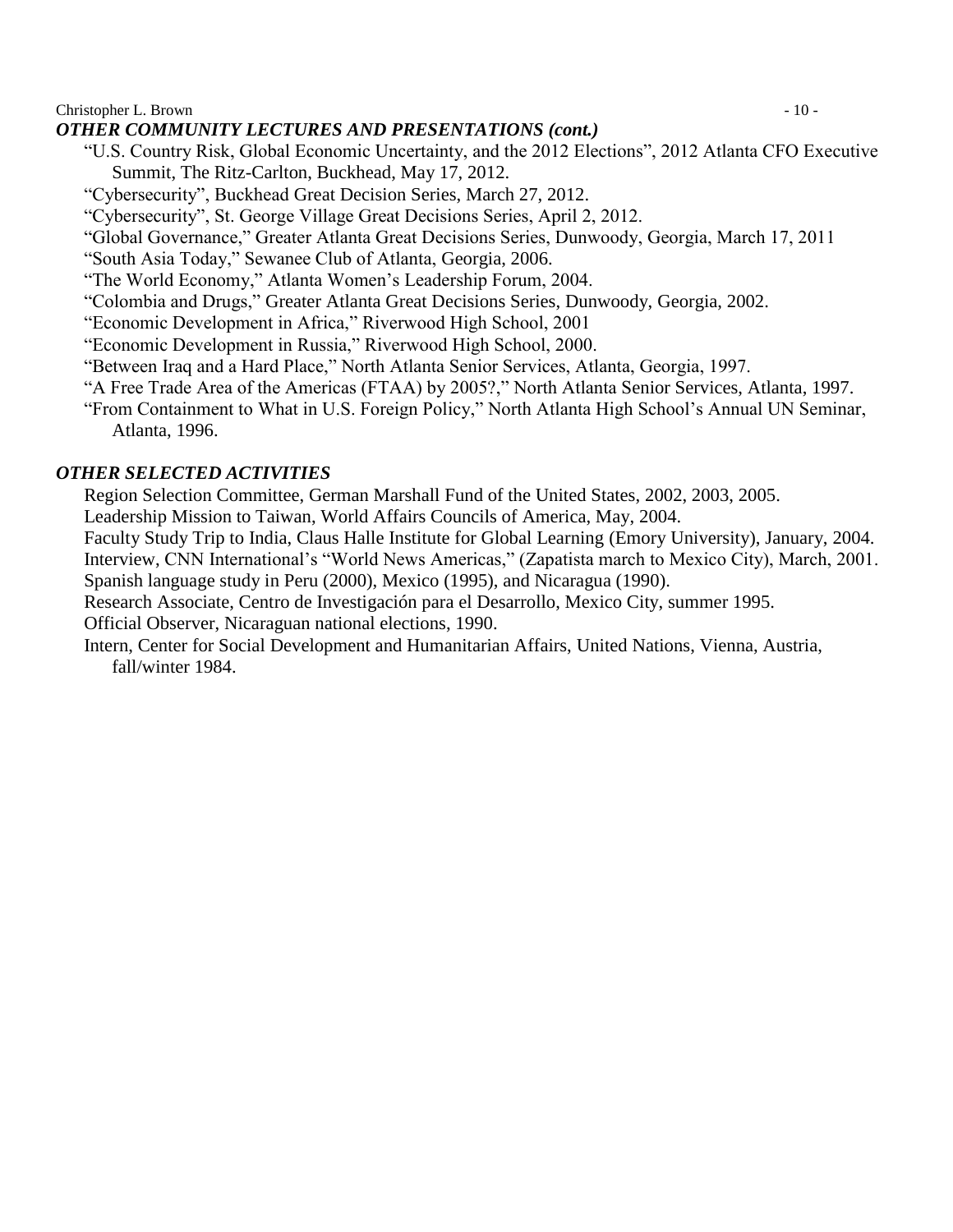### *OTHER COMMUNITY LECTURES AND PRESENTATIONS (cont.)*

"U.S. Country Risk, Global Economic Uncertainty, and the 2012 Elections", 2012 Atlanta CFO Executive Summit, The Ritz-Carlton, Buckhead, May 17, 2012.

"Cybersecurity", Buckhead Great Decision Series, March 27, 2012.

"Cybersecurity", St. George Village Great Decisions Series, April 2, 2012.

"Global Governance," Greater Atlanta Great Decisions Series, Dunwoody, Georgia, March 17, 2011

"South Asia Today," Sewanee Club of Atlanta, Georgia, 2006.

"The World Economy," Atlanta Women's Leadership Forum, 2004.

"Colombia and Drugs," Greater Atlanta Great Decisions Series, Dunwoody, Georgia, 2002.

"Economic Development in Africa," Riverwood High School, 2001

"Economic Development in Russia," Riverwood High School, 2000.

"Between Iraq and a Hard Place," North Atlanta Senior Services, Atlanta, Georgia, 1997.

"A Free Trade Area of the Americas (FTAA) by 2005?," North Atlanta Senior Services, Atlanta, 1997.

"From Containment to What in U.S. Foreign Policy," North Atlanta High School's Annual UN Seminar, Atlanta, 1996.

### *OTHER SELECTED ACTIVITIES*

Region Selection Committee, German Marshall Fund of the United States, 2002, 2003, 2005.

Leadership Mission to Taiwan, World Affairs Councils of America, May, 2004.

Faculty Study Trip to India, Claus Halle Institute for Global Learning (Emory University), January, 2004.

Interview, CNN International's "World News Americas," (Zapatista march to Mexico City), March, 2001.

Spanish language study in Peru (2000), Mexico (1995), and Nicaragua (1990).

Research Associate, Centro de Investigación para el Desarrollo, Mexico City, summer 1995.

Official Observer, Nicaraguan national elections, 1990.

Intern, Center for Social Development and Humanitarian Affairs, United Nations, Vienna, Austria, fall/winter 1984.